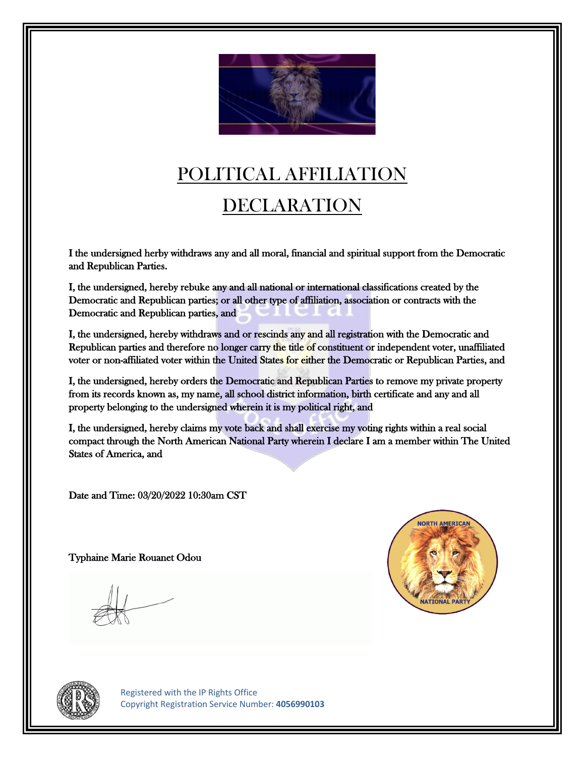# POLITICAL AFFILIATION DECLARATION

I the undersigned herby withdraws any and all moral, financial and spiritual support from the Democratic and Republican Parties.

I, the undersigned, hereby rebuke any and all national or international classifications created by the Democratic and Republican parties; or all other type of affiliation, association or contracts with the Democratic and Republican parties, and

I, the undersigned, hereby withdraws and or rescinds any and all registration with the Democratic and Republican parties and therefore no longer carry the title of constituent or independent voter, unaffiliated voter or non-affiliated voter within the United States for either the Democratic or Republican Parties, and

I, the undersigned, hereby orders the Democratic and Republican Parties to remove my private property from its records known as, my name, all school district information, birth certificate and any and all property belonging to the undersigned wherein it is my political right, and

I, the undersigned, hereby claims my vote back and shall exercise my voting rights within a real social compact through the North American National Party wherein I declare I am a member within The United States of America, and

Date and Time: 03/20/2022 10:30am CST

Typhaine Marie Rouanet Odou

NORTH AMERICAN NATIONAL PARTY

Registered with the IP Rights Office
Copyright Registration Service Number: **4056990103**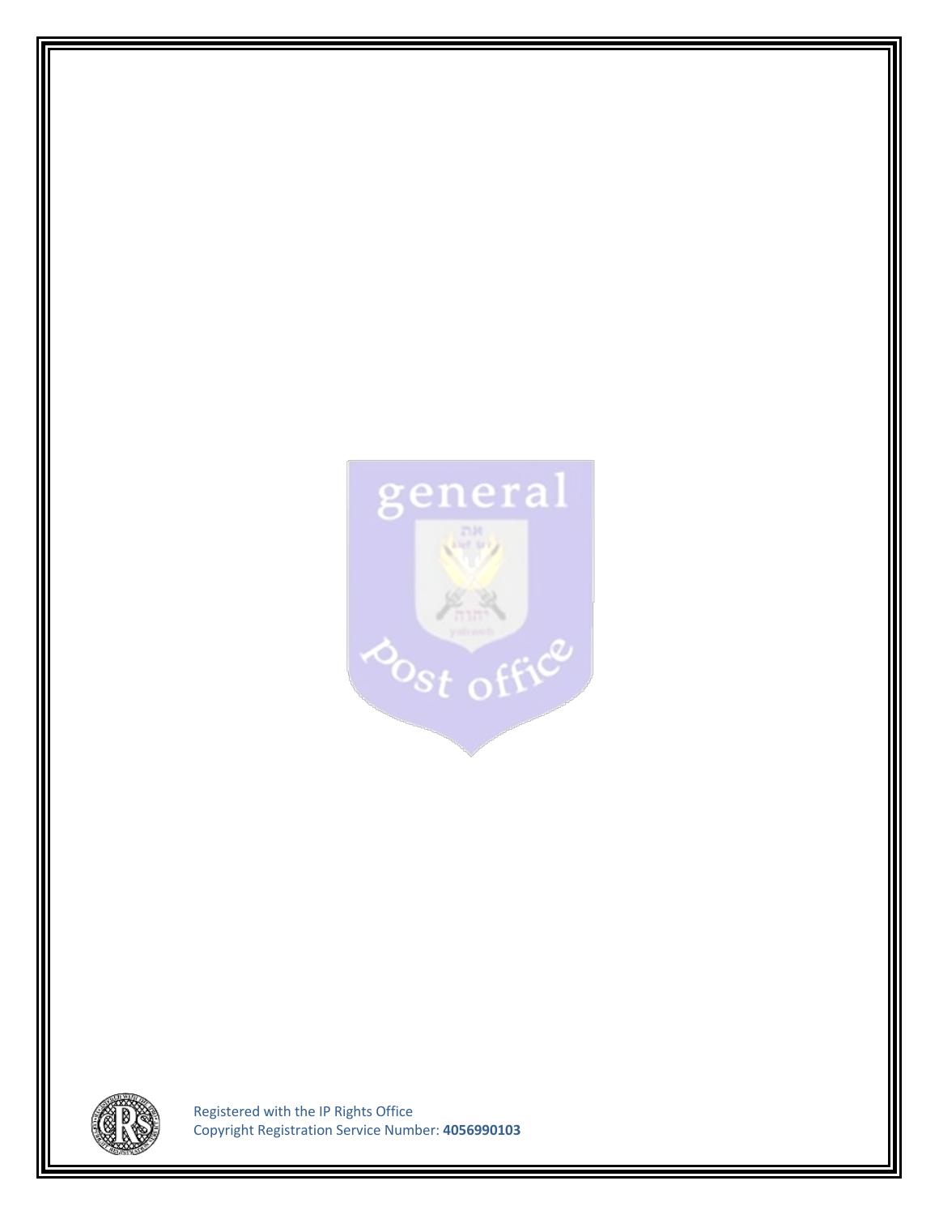general

post office

Registered with the IP Rights Office
Copyright Registration Service Number: **4056990103**